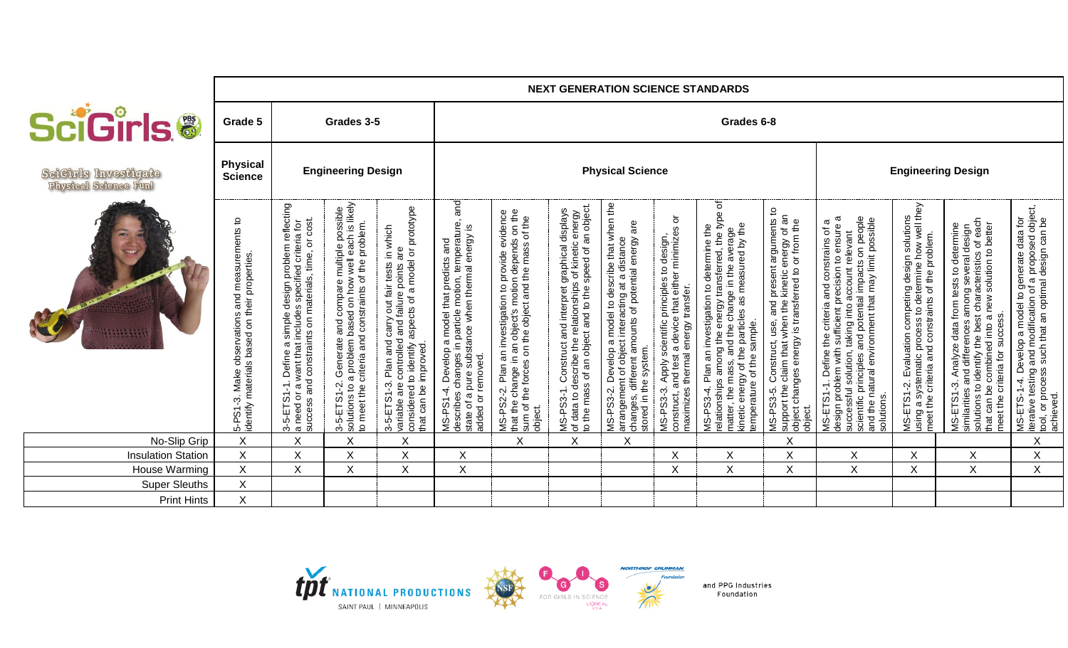# SciGirls Investigate Physical Science Fun!

| | NEXT GENERATION SCIENCE STANDARDS | | | | | | | | | | | | | | |
|---|---|---|---|---|---|---|---|---|---|---|---|---|---|---|---|
| | Grade 5 | Grades 3-5 | | | Grades 6-8 | | | | | | | | | | |
| | Physical Science | Engineering Design | | | Physical Science | | | | | | | Engineering Design | | | |
| | 5-PS1-3. Make observations and measurements to identify materials based on their properties. | 3-5-ETS1-1. Define a simple design problem reflecting a need or a want that includes specified criteria for success and constraints on materials, time, or cost. | 3-5-ETS1-2. Generate and compare multiple possible solutions to a problem based on how well each is likely to meet the criteria and constraints of the problem. | 3-5-ETS1-3. Plan and carry out fair tests in which variable are controlled and failure points are considered to identify aspects of a model or prototype that can be improved. | MS-PS1-4. Develop a model that predicts and describes changes in particle motion, temperature, and state of a pure substance when thermal energy is added or removed. | MS-PS2-2. Plan an investigation to provide evidence that the change in an object's motion depends on the sum of the forces on the object and the mass of the object | MS-PS3-1. Construct and interpret graphical displays of data to describe the relationships of kinetic energy to the mass of an object and to the speed of an object. | MS-PS3-2. Develop a model to describe that when the arrangement of object interacting at a distance changes, different amounts of potential energy are stored in the system. | MS-PS3-3. Apply scientific principles to design, construct, and test a device that either minimizes or maximizes thermal energy transfer. | MS-PS3-4. Plan an investigation to determine the relationships among the energy transferred, the type of matter, the mass, and the change in the average kinetic energy of the particles as measured by the temperature of the sample. | MS-PS3-5. Construct, use, and present arguments to support the claim that when the kinetic energy of an object changes energy is transferred to or from the object. | MS-ETS1-1. Define the criteria and constrains of a design problem with sufficient precision to ensure a successful solution, taking into account relevant scientific principles and potential impacts on people and the natural environment that may limit possible solutions. | MS-ETS1-2. Evaluation competing design solutions using a systematic process to determine how well they meet the criteria and constraints of the problem. | MS-ETS1-3. Analyze data from tests to determine similarities and differences among several design solutions to identify the best characteristics of each that can be combined into a new solution to better meet the criteria for success. | MS-ETS-1-4. Develop a model to generate data for iterative testing and modification of a proposed object, tool, or process such that an optimal design can be achieved. |
| No-Slip Grip | X | X | X | X | | X | X | X | | | X | | | | X |
| Insulation Station | X | X | X | X | X | | | | X | X | X | X | X | X | X |
| House Warming | X | X | X | X | X | | | | X | X | X | X | X | X | X |
| Super Sleuths | X | | | | | | | | | | | | | | |
| Print Hints | X | | | | | | | | | | | | | | |

tpt NATIONAL PRODUCTIONS SAINT PAUL | MINNEAPOLIS

FOR GIRLS IN SCIENCE L'ORÉAL USA

NORTHROP GRUMMAN Foundation

and PPG Industries Foundation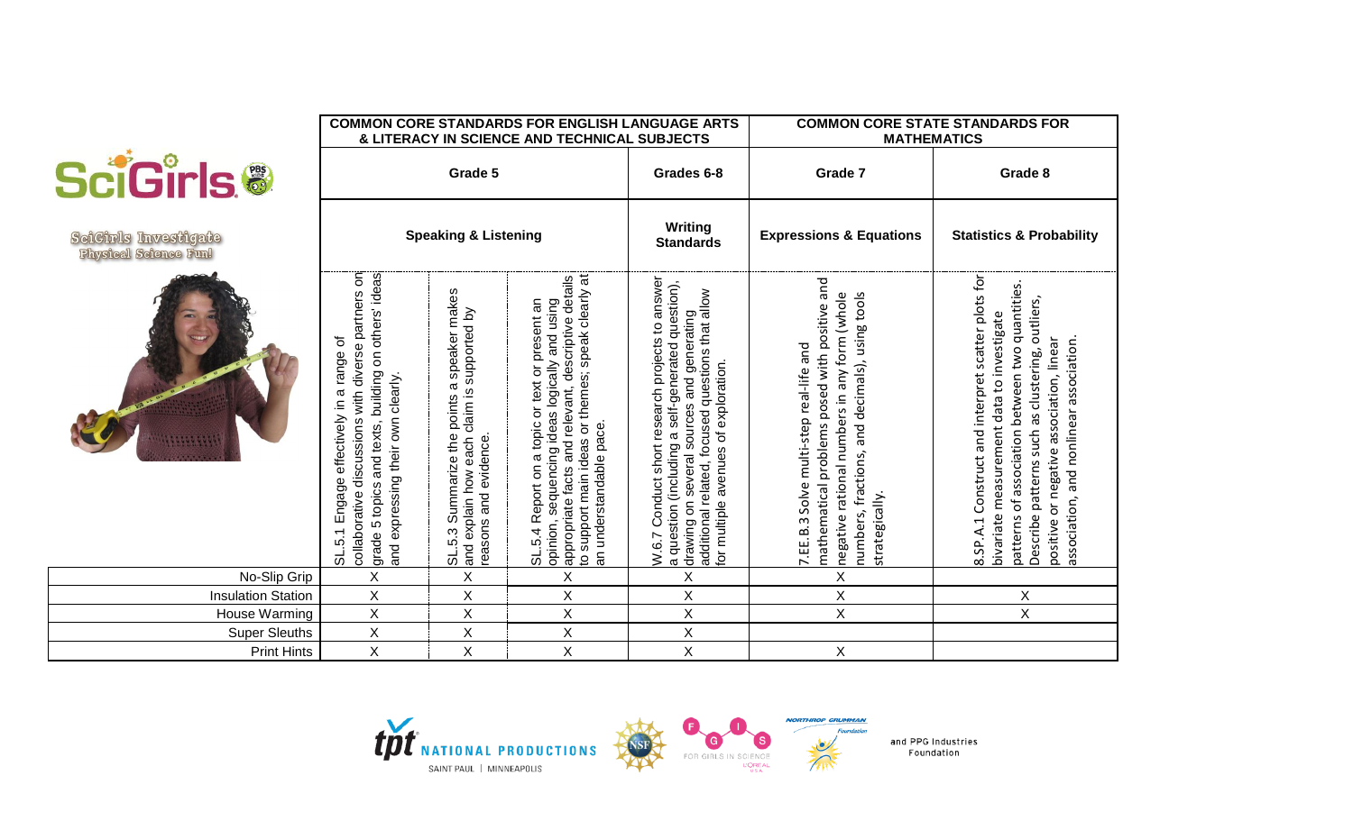**SciGirls**

SciGirls Investigate Physical Science Fun!

| | COMMON CORE STANDARDS FOR ENGLISH LANGUAGE ARTS & LITERACY IN SCIENCE AND TECHNICAL SUBJECTS | | | | COMMON CORE STATE STANDARDS FOR MATHEMATICS | |
|---|---|---|---|---|---|---|
| | Grade 5 | | | Grades 6-8 | Grade 7 | Grade 8 |
| | Speaking & Listening | | | Writing Standards | Expressions & Equations | Statistics & Probability |
| | SL.5.1 Engage effectively in a range of collaborative discussions with diverse partners on grade 5 topics and texts, building on others' ideas and expressing their own clearly. | SL.5.3 Summarize the points a speaker makes and explain how each claim is supported by reasons and evidence. | SL.5.4 Report on a topic or text or present an opinion, sequencing ideas logically and using appropriate facts and relevant, descriptive details to support main ideas or themes; speak clearly at an understandable pace. | W.6.7 Conduct short research projects to answer a question (including a self-generated question), drawing on several sources and generating additional related, focused questions that allow for multiple avenues of exploration. | 7.EE.B.3 Solve multi-step real-life and mathematical problems posed with positive and negative rational numbers in any form (whole numbers, fractions, and decimals), using tools strategically. | 8.SP.A.1 Construct and interpret scatter plots for bivariate measurement data to investigate patterns of association between two quantities. Describe patterns such as clustering, outliers, positive or negative association, linear association, and nonlinear association. |
| No-Slip Grip | X | X | X | X | X | |
| Insulation Station | X | X | X | X | X | X |
| House Warming | X | X | X | X | X | X |
| Super Sleuths | X | X | X | X | | |
| Print Hints | X | X | X | X | X | |

tpt NATIONAL PRODUCTIONS SAINT PAUL | MINNEAPOLIS

FOR GIRLS IN SCIENCE L'ORÉAL USA

NORTHROP GRUMMAN Foundation

and PPG Industries Foundation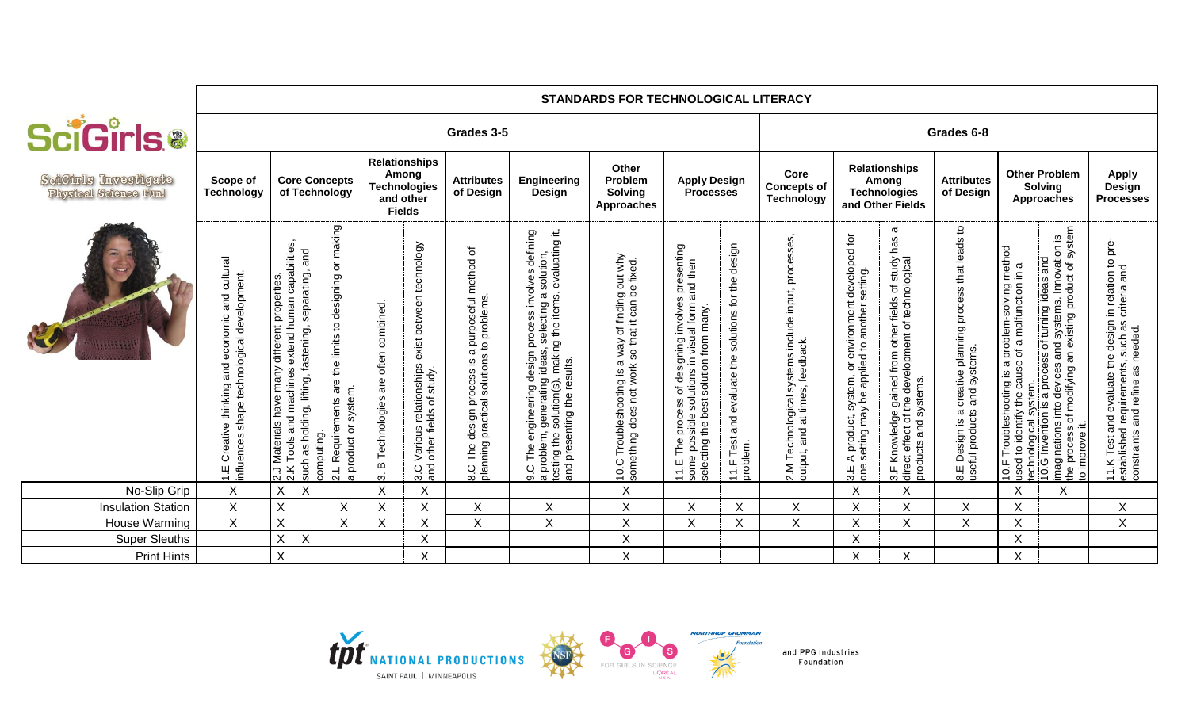# SciGirls

**SciGirls Investigate Physical Science Fun!**

| | STANDARDS FOR TECHNOLOGICAL LITERACY | | | | | | | | | | | | | | | | | |
|---|---|---|---|---|---|---|---|---|---|---|---|---|---|---|---|---|---|---|
| | Grades 3-5 | | | | | | | | | | Grades 6-8 | | | | | | | |
| | Scope of Technology | Core Concepts of Technology | | | Relationships Among Technologies and other Fields | | Attributes of Design | Engineering Design | Other Problem Solving Approaches | Apply Design Processes | | Core Concepts of Technology | Relationships Among Technologies and Other Fields | | Attributes of Design | Other Problem Solving Approaches | | Apply Design Processes |
| | 1.E Creative thinking and economic and cultural influences shape technological development. | 2.J Materials have many different properties. | 2.K Tools and machines extend human capabilities, such as holding, lifting, fastening, separating, and computing. | 2.L Requirements are the limits to designing or making a product or system. | 3.B Technologies are often combined. | 3.C Various relationships exist between technology and other fields of study. | 8.C The design process is a purposeful method of planning practical solutions to problems. | 9.C The engineering design process involves defining a problem, generating ideas, selecting a solution, testing the solution(s), making the items, evaluating it, and presenting the results. | 10.C Troubleshooting is a way of finding out why something does not work so that it can be fixed. | 11.E The process of designing involves presenting some possible solutions in visual form and then selecting the best solution from many. | 11.F Test and evaluate the solutions for the design problem. | 2.M Technological systems include input, processes, output, and at times, feedback. | 3.E A product, system, or environment developed for one setting may be applied to another setting. | 3.F Knowledge gained from other fields of study has a direct effect of the development of technological products and systems. | 8.E Design is a creative planning process that leads to useful products and systems. | 10.F Troubleshooting is a problem-solving method used to identify the cause of a malfunction in a technological system. | 10.G Invention is a process of turning ideas and imaginations into devices and systems. Innovation is the process of modifying an existing product of system to improve it. | 11.K Test and evaluate the design in relation to pre-established requirements, such as criteria and constraints and refine as needed. |
| No-Slip Grip | X | X | X | | X | X | | | X | | | | X | X | | X | X | |
| Insulation Station | X | X | | X | X | X | X | X | X | X | X | X | X | X | X | X | | X |
| House Warming | X | X | | X | X | X | X | X | X | X | X | X | X | X | X | X | | X |
| Super Sleuths | | X | X | | | X | | | X | | | | X | | | X | | |
| Print Hints | | X | | | | X | | | X | | | | X | X | | X | | |

tpt NATIONAL PRODUCTIONS SAINT PAUL | MINNEAPOLIS

and PPG Industries Foundation